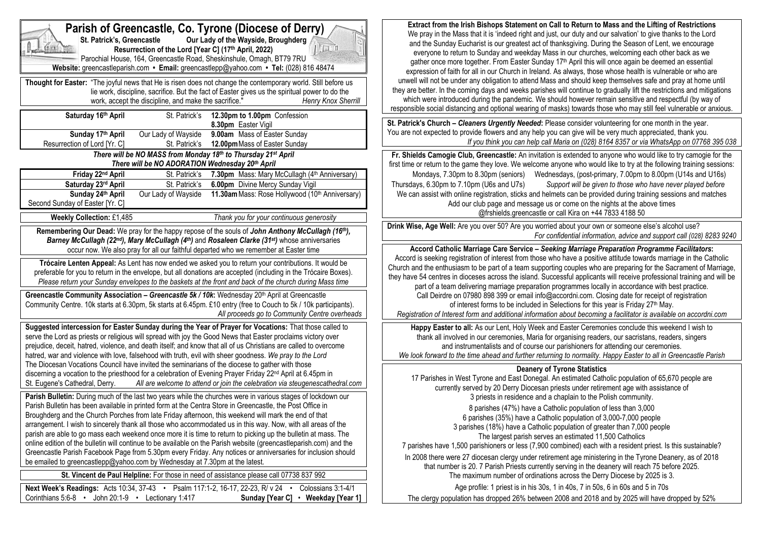# Parish of Greencastle, Co. Tyrone (Diocese of Derry)

**St. Patrick's, Greencastle** **Our Lady of the Wayside, Broughderg**

**Resurrection of the Lord [Year C] (17th April, 2022)**

Parochial House, 164, Greencastle Road, Sheskinshule, Omagh, BT79 7RU

**Website:** greencastleparish.com • **Email:** greencastlepp@yahoo.com • **Tel:** (028) 816 48474

**Thought for Easter:** "The joyful news that He is risen does not change the contemporary world. Still before us lie work, discipline, sacrifice. But the fact of Easter gives us the spiritual power to do the work, accept the discipline, and make the sacrifice." *Henry Knox Sherrill*

| | | |
|---|---|---|
| **Saturday 16th April** | St. Patrick's | **12.30pm to 1.00pm** Confession<br>**8.30pm** Easter Vigil |
| **Sunday 17th April**<br>Resurrection of Lord [Yr. C] | Our Lady of Wayside<br>St. Patrick's | **9.00am** Mass of Easter Sunday<br>**12.00pm** Mass of Easter Sunday |

***There will be NO MASS from Monday 18th to Thursday 21st April***

***There will be NO ADORATION Wednesday 20th April***

| | | |
|---|---|---|
| **Friday 22nd April** | St. Patrick's | **7.30pm** Mass: Mary McCullagh (4th Anniversary) |
| **Saturday 23rd April** | St. Patrick's | **6.00pm** Divine Mercy Sunday Vigil |
| **Sunday 24th April**<br>Second Sunday of Easter [Yr. C] | Our Lady of Wayside | **11.30am** Mass: Rose Hollywood (10th Anniversary) |

**Weekly Collection:** £1,485 *Thank you for your continuous generosity*

**Remembering Our Dead:** We pray for the happy repose of the souls of ***John Anthony McCullagh (16th), Barney McCullagh (22nd), Mary McCullagh (4th)*** and ***Rosaleen Clarke (31st)*** whose anniversaries occur now. We also pray for all our faithful departed who we remember at Easter time

**Trócaire Lenten Appeal:** As Lent has now ended we asked you to return your contributions. It would be preferable for you to return in the envelope, but all donations are accepted (including in the Trócaire Boxes). *Please return your Sunday envelopes to the baskets at the front and back of the church during Mass time*

**Greencastle Community Association – *Greencastle 5k / 10k*:** Wednesday 20th April at Greencastle Community Centre. 10k starts at 6.30pm, 5k starts at 6.45pm. £10 entry (free to Couch to 5k / 10k participants). *All proceeds go to Community Centre overheads*

**Suggested intercession for Easter Sunday during the Year of Prayer for Vocations:** That those called to serve the Lord as priests or religious will spread with joy the Good News that Easter proclaims victory over prejudice, deceit, hatred, violence, and death itself; and know that all of us Christians are called to overcome hatred, war and violence with love, falsehood with truth, evil with sheer goodness. *We pray to the Lord*

The Diocesan Vocations Council have invited the seminarians of the diocese to gather with those discerning a vocation to the priesthood for a celebration of Evening Prayer Friday 22nd April at 6.45pm in St. Eugene's Cathedral, Derry. *All are welcome to attend or join the celebration via steugenescathedral.com*

**Parish Bulletin:** During much of the last two years while the churches were in various stages of lockdown our Parish Bulletin has been available in printed form at the Centra Store in Greencastle, the Post Office in Broughderg and the Church Porches from late Friday afternoon, this weekend will mark the end of that arrangement. I wish to sincerely thank all those who accommodated us in this way. Now, with all areas of the parish are able to go mass each weekend once more it is time to return to picking up the bulletin at mass. The online edition of the bulletin will continue to be available on the Parish website (greencastleparish.com) and the Greencastle Parish Facebook Page from 5.30pm every Friday. Any notices or announcements for inclusion should be emailed to greencastlepp@yahoo.com by Wednesday at 7.30pm at the latest.

**St. Vincent de Paul Helpline:** For those in need of assistance please call 07738 837 992

**Next Week's Readings:** Acts 10:34, 37-43 • Psalm 117:1-2, 16-17, 22-23, R/ v 24 • Colossians 3:1-4/1 Corinthians 5:6-8 • John 20:1-9 • Lectionary 1:417 **Sunday [Year C] • Weekday [Year 1]**

**Extract from the Irish Bishops Statement on Call to Return to Mass and the Lifting of Restrictions**

We pray in the Mass that it is 'indeed right and just, our duty and our salvation' to give thanks to the Lord and the Sunday Eucharist is our greatest act of thanksgiving. During the Season of Lent, we encourage everyone to return to Sunday and weekday Mass in our churches, welcoming each other back as we gather once more together. From Easter Sunday 17th April this will once again be deemed an essential expression of faith for all in our Church in Ireland. As always, those whose health is vulnerable or who are unwell will not be under any obligation to attend Mass and should keep themselves safe and pray at home until they are better. In the coming days and weeks parishes will continue to gradually lift the restrictions and mitigations which were introduced during the pandemic. We should however remain sensitive and respectful (by way of responsible social distancing and optional wearing of masks) towards those who may still feel vulnerable or anxious.

**St. Patrick's Church – *Cleaners Urgently Needed*:** Please consider volunteering for one month in the year. You are not expected to provide flowers and any help you can give will be very much appreciated, thank you. *If you think you can help call Maria on (028) 8164 8357 or via WhatsApp on 07768 395 038*

**Fr. Shields Camogie Club, Greencastle:** An invitation is extended to anyone who would like to try camogie for the first time or return to the game they love. We welcome anyone who would like to try at the following training sessions: Mondays, 7.30pm to 8.30pm (seniors) Wednesdays, (post-primary, 7.00pm to 8.00pm (U14s and U16s) Thursdays, 6.30pm to 7.10pm (U6s and U7s) *Support will be given to those who have never played before*

We can assist with online registration, sticks and helmets can be provided during training sessions and matches. Add our club page and message us or come on the nights at the above times @frshields.greencastle or call Kira on +44 7833 4188 50

**Drink Wise, Age Well:** Are you over 50? Are you worried about your own or someone else's alcohol use? *For confidential information, advice and support call (028) 8283 9240*

**Accord Catholic Marriage Care Service – *Seeking Marriage Preparation Programme Facilitators*:** Accord is seeking registration of interest from those who have a positive attitude towards marriage in the Catholic Church and the enthusiasm to be part of a team supporting couples who are preparing for the Sacrament of Marriage, they have 54 centres in dioceses across the island. Successful applicants will receive professional training and will be part of a team delivering marriage preparation programmes locally in accordance with best practice. Call Deirdre on 07980 898 399 or email info@accordni.com. Closing date for receipt of registration of interest forms to be included in Selections for this year is Friday 27th May. *Registration of Interest form and additional information about becoming a facilitator is available on accordni.com*

**Happy Easter to all:** As our Lent, Holy Week and Easter Ceremonies conclude this weekend I wish to thank all involved in our ceremonies, Maria for organising readers, our sacristans, readers, singers and instrumentalists and of course our parishioners for attending our ceremonies. *We look forward to the time ahead and further returning to normality. Happy Easter to all in Greencastle Parish*

**Deanery of Tyrone Statistics**

17 Parishes in West Tyrone and East Donegal. An estimated Catholic population of 65,670 people are currently served by 20 Derry Diocesan priests under retirement age with assistance of 3 priests in residence and a chaplain to the Polish community.

8 parishes (47%) have a Catholic population of less than 3,000

6 parishes (35%) have a Catholic population of 3,000-7,000 people

3 parishes (18%) have a Catholic population of greater than 7,000 people

The largest parish serves an estimated 11,500 Catholics

7 parishes have 1,500 parishioners or less (7,900 combined) each with a resident priest. Is this sustainable?

In 2008 there were 27 diocesan clergy under retirement age ministering in the Tyrone Deanery, as of 2018 that number is 20. 7 Parish Priests currently serving in the deanery will reach 75 before 2025.

The maximum number of ordinations across the Derry Diocese by 2025 is 3.

Age profile: 1 priest is in his 30s, 1 in 40s, 7 in 50s, 6 in 60s and 5 in 70s

The clergy population has dropped 26% between 2008 and 2018 and by 2025 will have dropped by 52%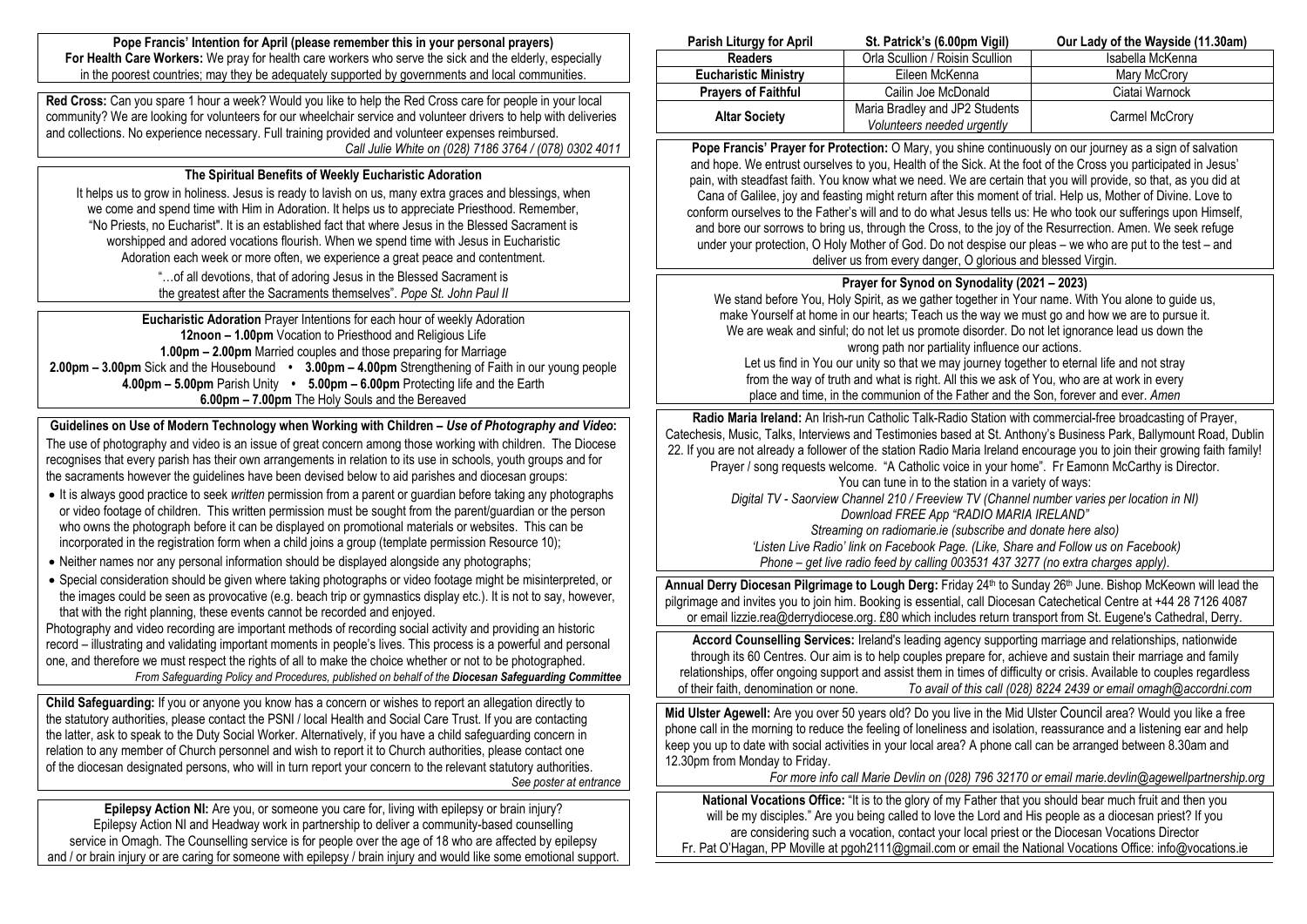**Pope Francis' Intention for April (please remember this in your personal prayers)**
**For Health Care Workers:** We pray for health care workers who serve the sick and the elderly, especially in the poorest countries; may they be adequately supported by governments and local communities.

**Red Cross:** Can you spare 1 hour a week? Would you like to help the Red Cross care for people in your local community? We are looking for volunteers for our wheelchair service and volunteer drivers to help with deliveries and collections. No experience necessary. Full training provided and volunteer expenses reimbursed.
*Call Julie White on (028) 7186 3764 / (078) 0302 4011*

## The Spiritual Benefits of Weekly Eucharistic Adoration

It helps us to grow in holiness. Jesus is ready to lavish on us, many extra graces and blessings, when we come and spend time with Him in Adoration. It helps us to appreciate Priesthood. Remember, "No Priests, no Eucharist". It is an established fact that where Jesus in the Blessed Sacrament is worshipped and adored vocations flourish. When we spend time with Jesus in Eucharistic Adoration each week or more often, we experience a great peace and contentment.

"…of all devotions, that of adoring Jesus in the Blessed Sacrament is the greatest after the Sacraments themselves". *Pope St. John Paul II*

**Eucharistic Adoration** Prayer Intentions for each hour of weekly Adoration
**12noon – 1.00pm** Vocation to Priesthood and Religious Life
**1.00pm – 2.00pm** Married couples and those preparing for Marriage
**2.00pm – 3.00pm** Sick and the Housebound • **3.00pm – 4.00pm** Strengthening of Faith in our young people
**4.00pm – 5.00pm** Parish Unity • **5.00pm – 6.00pm** Protecting life and the Earth
**6.00pm – 7.00pm** The Holy Souls and the Bereaved

**Guidelines on Use of Modern Technology when Working with Children –** ***Use of Photography and Video*:**
The use of photography and video is an issue of great concern among those working with children. The Diocese recognises that every parish has their own arrangements in relation to its use in schools, youth groups and for the sacraments however the guidelines have been devised below to aid parishes and diocesan groups:

- It is always good practice to seek *written* permission from a parent or guardian before taking any photographs or video footage of children. This written permission must be sought from the parent/guardian or the person who owns the photograph before it can be displayed on promotional materials or websites. This can be incorporated in the registration form when a child joins a group (template permission Resource 10);
- Neither names nor any personal information should be displayed alongside any photographs;
- Special consideration should be given where taking photographs or video footage might be misinterpreted, or the images could be seen as provocative (e.g. beach trip or gymnastics display etc.). It is not to say, however, that with the right planning, these events cannot be recorded and enjoyed.

Photography and video recording are important methods of recording social activity and providing an historic record – illustrating and validating important moments in people's lives. This process is a powerful and personal one, and therefore we must respect the rights of all to make the choice whether or not to be photographed.
*From Safeguarding Policy and Procedures, published on behalf of the* ***Diocesan Safeguarding Committee***

**Child Safeguarding:** If you or anyone you know has a concern or wishes to report an allegation directly to the statutory authorities, please contact the PSNI / local Health and Social Care Trust. If you are contacting the latter, ask to speak to the Duty Social Worker. Alternatively, if you have a child safeguarding concern in relation to any member of Church personnel and wish to report it to Church authorities, please contact one of the diocesan designated persons, who will in turn report your concern to the relevant statutory authorities.
*See poster at entrance*

**Epilepsy Action NI:** Are you, or someone you care for, living with epilepsy or brain injury? Epilepsy Action NI and Headway work in partnership to deliver a community-based counselling service in Omagh. The Counselling service is for people over the age of 18 who are affected by epilepsy and / or brain injury or are caring for someone with epilepsy / brain injury and would like some emotional support.

| Parish Liturgy for April | St. Patrick's (6.00pm Vigil) | Our Lady of the Wayside (11.30am) |
|---|---|---|
| **Readers** | Orla Scullion / Roisin Scullion | Isabella McKenna |
| **Eucharistic Ministry** | Eileen McKenna | Mary McCrory |
| **Prayers of Faithful** | Cailin Joe McDonald | Ciatai Warnock |
| **Altar Society** | Maria Bradley and JP2 Students *Volunteers needed urgently* | Carmel McCrory |

**Pope Francis' Prayer for Protection:** O Mary, you shine continuously on our journey as a sign of salvation and hope. We entrust ourselves to you, Health of the Sick. At the foot of the Cross you participated in Jesus' pain, with steadfast faith. You know what we need. We are certain that you will provide, so that, as you did at Cana of Galilee, joy and feasting might return after this moment of trial. Help us, Mother of Divine. Love to conform ourselves to the Father's will and to do what Jesus tells us: He who took our sufferings upon Himself, and bore our sorrows to bring us, through the Cross, to the joy of the Resurrection. Amen. We seek refuge under your protection, O Holy Mother of God. Do not despise our pleas – we who are put to the test – and deliver us from every danger, O glorious and blessed Virgin.

**Prayer for Synod on Synodality (2021 – 2023)**
We stand before You, Holy Spirit, as we gather together in Your name. With You alone to guide us, make Yourself at home in our hearts; Teach us the way we must go and how we are to pursue it. We are weak and sinful; do not let us promote disorder. Do not let ignorance lead us down the wrong path nor partiality influence our actions.
Let us find in You our unity so that we may journey together to eternal life and not stray from the way of truth and what is right. All this we ask of You, who are at work in every place and time, in the communion of the Father and the Son, forever and ever. *Amen*

**Radio Maria Ireland:** An Irish-run Catholic Talk-Radio Station with commercial-free broadcasting of Prayer, Catechesis, Music, Talks, Interviews and Testimonies based at St. Anthony's Business Park, Ballymount Road, Dublin 22. If you are not already a follower of the station Radio Maria Ireland encourage you to join their growing faith family! Prayer / song requests welcome. "A Catholic voice in your home". Fr Eamonn McCarthy is Director.
You can tune in to the station in a variety of ways:
*Digital TV - Saorview Channel 210 / Freeview TV (Channel number varies per location in NI)*
*Download FREE App "RADIO MARIA IRELAND"*
*Streaming on radiomarie.ie (subscribe and donate here also)*
*'Listen Live Radio' link on Facebook Page. (Like, Share and Follow us on Facebook)*
*Phone – get live radio feed by calling 003531 437 3277 (no extra charges apply).*

**Annual Derry Diocesan Pilgrimage to Lough Derg:** Friday 24th to Sunday 26th June. Bishop McKeown will lead the pilgrimage and invites you to join him. Booking is essential, call Diocesan Catechetical Centre at +44 28 7126 4087 or email lizzie.rea@derrydiocese.org. £80 which includes return transport from St. Eugene's Cathedral, Derry.

**Accord Counselling Services:** Ireland's leading agency supporting marriage and relationships, nationwide through its 60 Centres. Our aim is to help couples prepare for, achieve and sustain their marriage and family relationships, offer ongoing support and assist them in times of difficulty or crisis. Available to couples regardless of their faith, denomination or none. *To avail of this call (028) 8224 2439 or email omagh@accordni.com*

**Mid Ulster Agewell:** Are you over 50 years old? Do you live in the Mid Ulster Council area? Would you like a free phone call in the morning to reduce the feeling of loneliness and isolation, reassurance and a listening ear and help keep you up to date with social activities in your local area? A phone call can be arranged between 8.30am and 12.30pm from Monday to Friday.
*For more info call Marie Devlin on (028) 796 32170 or email marie.devlin@agewellpartnership.org*

**National Vocations Office:** "It is to the glory of my Father that you should bear much fruit and then you will be my disciples." Are you being called to love the Lord and His people as a diocesan priest? If you are considering such a vocation, contact your local priest or the Diocesan Vocations Director Fr. Pat O'Hagan, PP Moville at pgoh2111@gmail.com or email the National Vocations Office: info@vocations.ie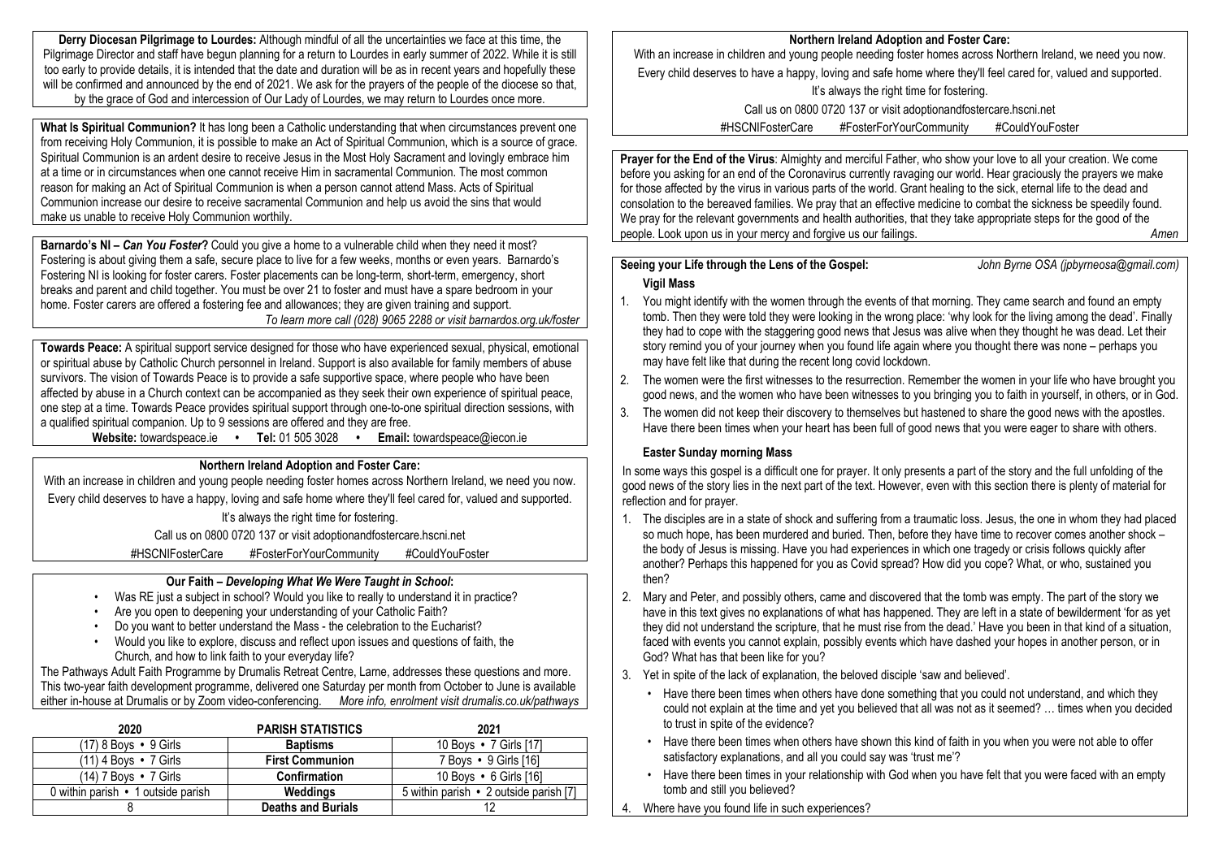**Derry Diocesan Pilgrimage to Lourdes:** Although mindful of all the uncertainties we face at this time, the Pilgrimage Director and staff have begun planning for a return to Lourdes in early summer of 2022. While it is still too early to provide details, it is intended that the date and duration will be as in recent years and hopefully these will be confirmed and announced by the end of 2021. We ask for the prayers of the people of the diocese so that, by the grace of God and intercession of Our Lady of Lourdes, we may return to Lourdes once more.

**What Is Spiritual Communion?** It has long been a Catholic understanding that when circumstances prevent one from receiving Holy Communion, it is possible to make an Act of Spiritual Communion, which is a source of grace. Spiritual Communion is an ardent desire to receive Jesus in the Most Holy Sacrament and lovingly embrace him at a time or in circumstances when one cannot receive Him in sacramental Communion. The most common reason for making an Act of Spiritual Communion is when a person cannot attend Mass. Acts of Spiritual Communion increase our desire to receive sacramental Communion and help us avoid the sins that would make us unable to receive Holy Communion worthily.

**Barnardo's NI – *Can You Foster*?** Could you give a home to a vulnerable child when they need it most? Fostering is about giving them a safe, secure place to live for a few weeks, months or even years. Barnardo's Fostering NI is looking for foster carers. Foster placements can be long-term, short-term, emergency, short breaks and parent and child together. You must be over 21 to foster and must have a spare bedroom in your home. Foster carers are offered a fostering fee and allowances; they are given training and support.

*To learn more call (028) 9065 2288 or visit barnardos.org.uk/foster*

**Towards Peace:** A spiritual support service designed for those who have experienced sexual, physical, emotional or spiritual abuse by Catholic Church personnel in Ireland. Support is also available for family members of abuse survivors. The vision of Towards Peace is to provide a safe supportive space, where people who have been affected by abuse in a Church context can be accompanied as they seek their own experience of spiritual peace, one step at a time. Towards Peace provides spiritual support through one-to-one spiritual direction sessions, with a qualified spiritual companion. Up to 9 sessions are offered and they are free.

**Website:** towardspeace.ie • **Tel:** 01 505 3028 • **Email:** towardspeace@iecon.ie

**Northern Ireland Adoption and Foster Care:**

With an increase in children and young people needing foster homes across Northern Ireland, we need you now.

Every child deserves to have a happy, loving and safe home where they'll feel cared for, valued and supported.

It's always the right time for fostering.

Call us on 0800 0720 137 or visit adoptionandfostercare.hscni.net

#HSCNIFosterCare #FosterForYourCommunity #CouldYouFoster

**Our Faith – *Developing What We Were Taught in School*:**

- Was RE just a subject in school? Would you like to really to understand it in practice?
- Are you open to deepening your understanding of your Catholic Faith?
- Do you want to better understand the Mass - the celebration to the Eucharist?
- Would you like to explore, discuss and reflect upon issues and questions of faith, the Church, and how to link faith to your everyday life?

The Pathways Adult Faith Programme by Drumalis Retreat Centre, Larne, addresses these questions and more. This two-year faith development programme, delivered one Saturday per month from October to June is available either in-house at Drumalis or by Zoom video-conferencing. *More info, enrolment visit drumalis.co.uk/pathways*

| 2020 | PARISH STATISTICS | 2021 |
|---|---|---|
| (17) 8 Boys • 9 Girls | **Baptisms** | 10 Boys • 7 Girls [17] |
| (11) 4 Boys • 7 Girls | **First Communion** | 7 Boys • 9 Girls [16] |
| (14) 7 Boys • 7 Girls | **Confirmation** | 10 Boys • 6 Girls [16] |
| 0 within parish • 1 outside parish | **Weddings** | 5 within parish • 2 outside parish [7] |
| 8 | **Deaths and Burials** | 12 |

**Northern Ireland Adoption and Foster Care:**

With an increase in children and young people needing foster homes across Northern Ireland, we need you now.

Every child deserves to have a happy, loving and safe home where they'll feel cared for, valued and supported.

It's always the right time for fostering.

Call us on 0800 0720 137 or visit adoptionandfostercare.hscni.net

#HSCNIFosterCare #FosterForYourCommunity #CouldYouFoster

**Prayer for the End of the Virus**: Almighty and merciful Father, who show your love to all your creation. We come before you asking for an end of the Coronavirus currently ravaging our world. Hear graciously the prayers we make for those affected by the virus in various parts of the world. Grant healing to the sick, eternal life to the dead and consolation to the bereaved families. We pray that an effective medicine to combat the sickness be speedily found. We pray for the relevant governments and health authorities, that they take appropriate steps for the good of the people. Look upon us in your mercy and forgive us our failings. *Amen*

**Seeing your Life through the Lens of the Gospel:** *John Byrne OSA (jpbyrneosa@gmail.com)*

**Vigil Mass**

1. You might identify with the women through the events of that morning. They came search and found an empty tomb. Then they were told they were looking in the wrong place: 'why look for the living among the dead'. Finally they had to cope with the staggering good news that Jesus was alive when they thought he was dead. Let their story remind you of your journey when you found life again where you thought there was none – perhaps you may have felt like that during the recent long covid lockdown.
2. The women were the first witnesses to the resurrection. Remember the women in your life who have brought you good news, and the women who have been witnesses to you bringing you to faith in yourself, in others, or in God.
3. The women did not keep their discovery to themselves but hastened to share the good news with the apostles. Have there been times when your heart has been full of good news that you were eager to share with others.

**Easter Sunday morning Mass**

In some ways this gospel is a difficult one for prayer. It only presents a part of the story and the full unfolding of the good news of the story lies in the next part of the text. However, even with this section there is plenty of material for reflection and for prayer.

1. The disciples are in a state of shock and suffering from a traumatic loss. Jesus, the one in whom they had placed so much hope, has been murdered and buried. Then, before they have time to recover comes another shock – the body of Jesus is missing. Have you had experiences in which one tragedy or crisis follows quickly after another? Perhaps this happened for you as Covid spread? How did you cope? What, or who, sustained you then?
2. Mary and Peter, and possibly others, came and discovered that the tomb was empty. The part of the story we have in this text gives no explanations of what has happened. They are left in a state of bewilderment 'for as yet they did not understand the scripture, that he must rise from the dead.' Have you been in that kind of a situation, faced with events you cannot explain, possibly events which have dashed your hopes in another person, or in God? What has that been like for you?
3. Yet in spite of the lack of explanation, the beloved disciple 'saw and believed'.
   - Have there been times when others have done something that you could not understand, and which they could not explain at the time and yet you believed that all was not as it seemed? … times when you decided to trust in spite of the evidence?
   - Have there been times when others have shown this kind of faith in you when you were not able to offer satisfactory explanations, and all you could say was 'trust me'?
   - Have there been times in your relationship with God when you have felt that you were faced with an empty tomb and still you believed?
4. Where have you found life in such experiences?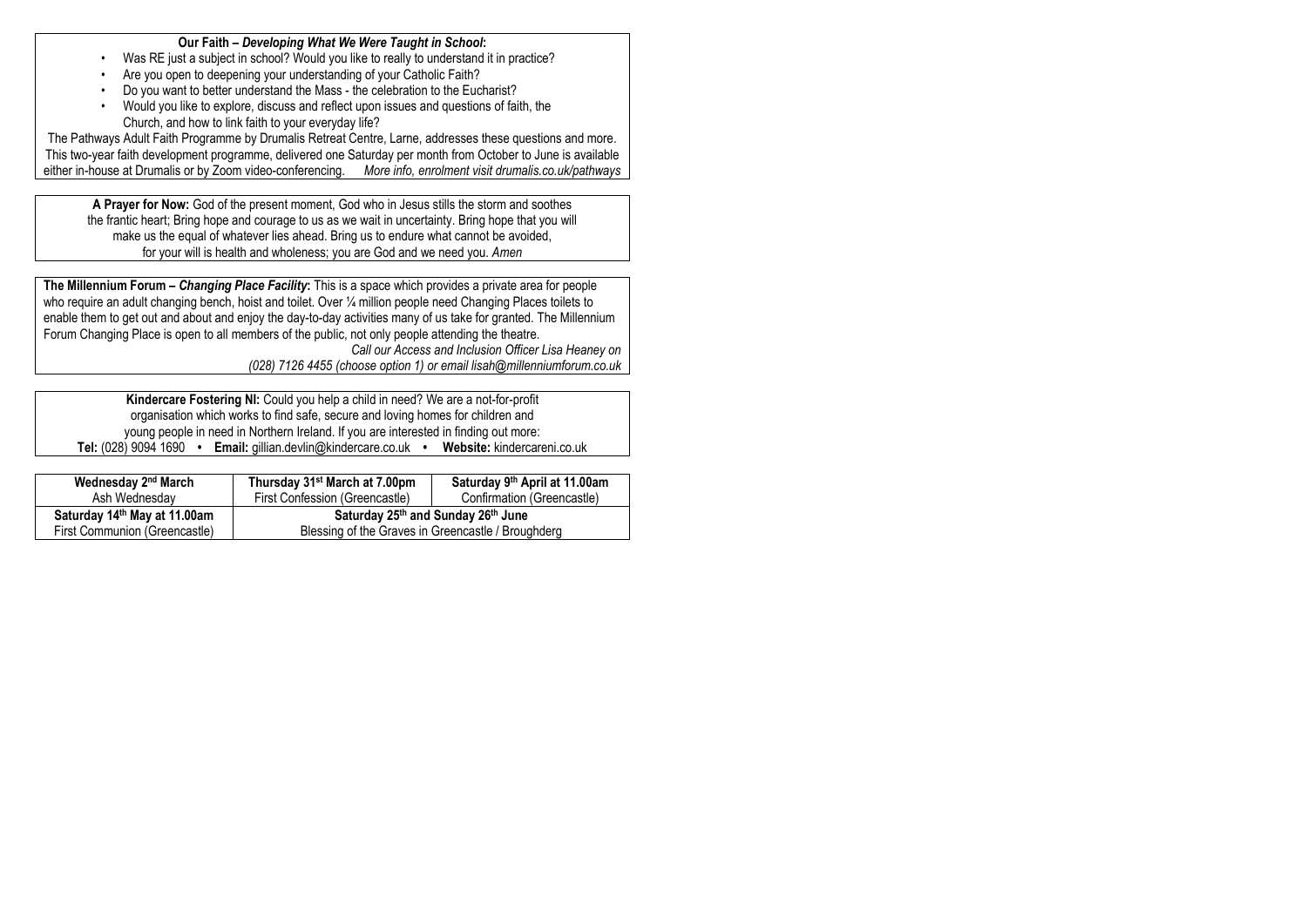**Our Faith – *Developing What We Were Taught in School*:**

- Was RE just a subject in school? Would you like to really to understand it in practice?
- Are you open to deepening your understanding of your Catholic Faith?
- Do you want to better understand the Mass - the celebration to the Eucharist?
- Would you like to explore, discuss and reflect upon issues and questions of faith, the Church, and how to link faith to your everyday life?

The Pathways Adult Faith Programme by Drumalis Retreat Centre, Larne, addresses these questions and more. This two-year faith development programme, delivered one Saturday per month from October to June is available either in-house at Drumalis or by Zoom video-conferencing. *More info, enrolment visit drumalis.co.uk/pathways*

**A Prayer for Now:** God of the present moment, God who in Jesus stills the storm and soothes the frantic heart; Bring hope and courage to us as we wait in uncertainty. Bring hope that you will make us the equal of whatever lies ahead. Bring us to endure what cannot be avoided, for your will is health and wholeness; you are God and we need you. *Amen*

**The Millennium Forum – *Changing Place Facility*:** This is a space which provides a private area for people who require an adult changing bench, hoist and toilet. Over ¼ million people need Changing Places toilets to enable them to get out and about and enjoy the day-to-day activities many of us take for granted. The Millennium Forum Changing Place is open to all members of the public, not only people attending the theatre.

*Call our Access and Inclusion Officer Lisa Heaney on (028) 7126 4455 (choose option 1) or email lisah@millenniumforum.co.uk*

**Kindercare Fostering NI:** Could you help a child in need? We are a not-for-profit organisation which works to find safe, secure and loving homes for children and young people in need in Northern Ireland. If you are interested in finding out more:
**Tel:** (028) 9094 1690 • **Email:** gillian.devlin@kindercare.co.uk • **Website:** kindercareni.co.uk

| | | |
|---|---|---|
| **Wednesday 2nd March**<br>Ash Wednesday | **Thursday 31st March at 7.00pm**<br>First Confession (Greencastle) | **Saturday 9th April at 11.00am**<br>Confirmation (Greencastle) |
| **Saturday 14th May at 11.00am**<br>First Communion (Greencastle) | **Saturday 25th and Sunday 26th June**<br>Blessing of the Graves in Greencastle / Broughderg | |